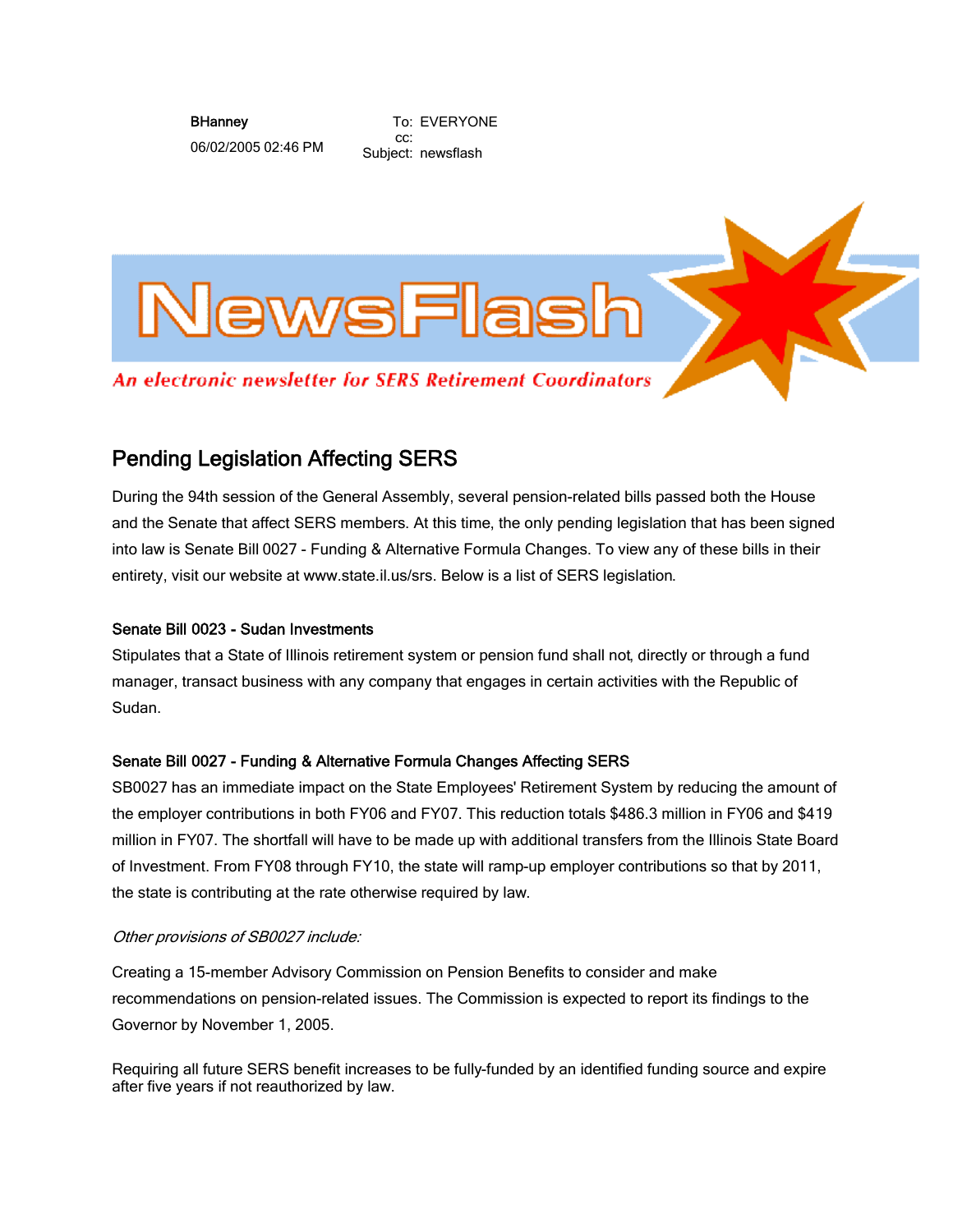BHanney
06/02/2005 02:46 PM

To: EVERYONE
cc:
Subject: newsflash

# NewsFlash

*An electronic newsletter for SERS Retirement Coordinators*

## Pending Legislation Affecting SERS

During the 94th session of the General Assembly, several pension-related bills passed both the House and the Senate that affect SERS members. At this time, the only pending legislation that has been signed into law is Senate Bill 0027 - Funding & Alternative Formula Changes. To view any of these bills in their entirety, visit our website at www.state.il.us/srs. Below is a list of SERS legislation.

### Senate Bill 0023 - Sudan Investments

Stipulates that a State of Illinois retirement system or pension fund shall not, directly or through a fund manager, transact business with any company that engages in certain activities with the Republic of Sudan.

### Senate Bill 0027 - Funding & Alternative Formula Changes Affecting SERS

SB0027 has an immediate impact on the State Employees' Retirement System by reducing the amount of the employer contributions in both FY06 and FY07. This reduction totals $486.3 million in FY06 and $419 million in FY07. The shortfall will have to be made up with additional transfers from the Illinois State Board of Investment. From FY08 through FY10, the state will ramp-up employer contributions so that by 2011, the state is contributing at the rate otherwise required by law.

*Other provisions of SB0027 include:*

Creating a 15-member Advisory Commission on Pension Benefits to consider and make recommendations on pension-related issues. The Commission is expected to report its findings to the Governor by November 1, 2005.

Requiring all future SERS benefit increases to be fully-funded by an identified funding source and expire after five years if not reauthorized by law.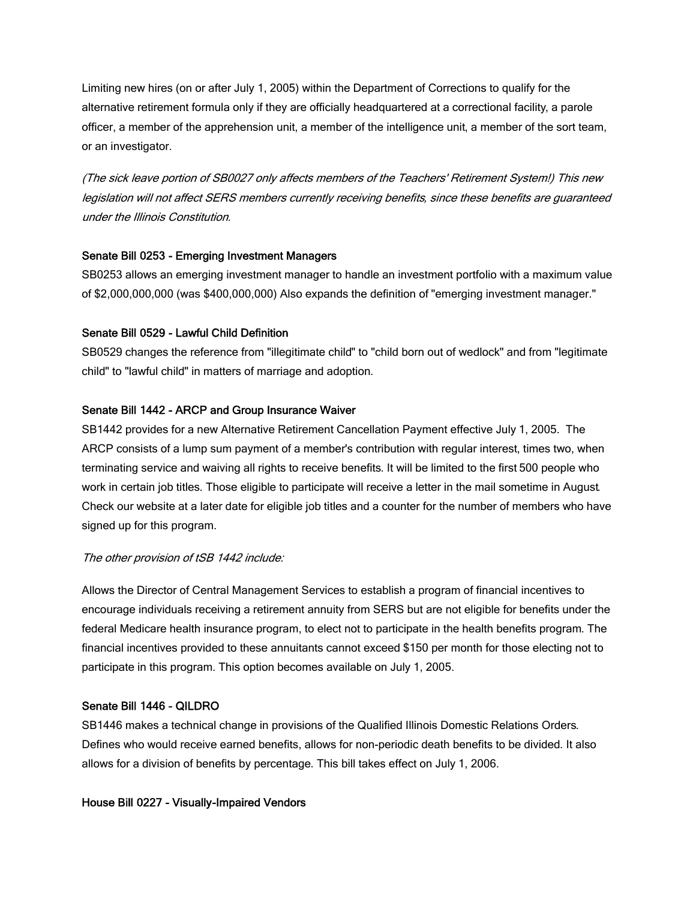Limiting new hires (on or after July 1, 2005) within the Department of Corrections to qualify for the alternative retirement formula only if they are officially headquartered at a correctional facility, a parole officer, a member of the apprehension unit, a member of the intelligence unit, a member of the sort team, or an investigator.

*(The sick leave portion of SB0027 only affects members of the Teachers' Retirement System!) This new legislation will not affect SERS members currently receiving benefits, since these benefits are guaranteed under the Illinois Constitution.*

**Senate Bill 0253 - Emerging Investment Managers**

SB0253 allows an emerging investment manager to handle an investment portfolio with a maximum value of $2,000,000,000 (was $400,000,000) Also expands the definition of "emerging investment manager."

**Senate Bill 0529 - Lawful Child Definition**

SB0529 changes the reference from "illegitimate child" to "child born out of wedlock" and from "legitimate child" to "lawful child" in matters of marriage and adoption.

**Senate Bill 1442 - ARCP and Group Insurance Waiver**

SB1442 provides for a new Alternative Retirement Cancellation Payment effective July 1, 2005. The ARCP consists of a lump sum payment of a member's contribution with regular interest, times two, when terminating service and waiving all rights to receive benefits. It will be limited to the first 500 people who work in certain job titles. Those eligible to participate will receive a letter in the mail sometime in August. Check our website at a later date for eligible job titles and a counter for the number of members who have signed up for this program.

*The other provision of tSB 1442 include:*

Allows the Director of Central Management Services to establish a program of financial incentives to encourage individuals receiving a retirement annuity from SERS but are not eligible for benefits under the federal Medicare health insurance program, to elect not to participate in the health benefits program. The financial incentives provided to these annuitants cannot exceed $150 per month for those electing not to participate in this program. This option becomes available on July 1, 2005.

**Senate Bill 1446 - QILDRO**

SB1446 makes a technical change in provisions of the Qualified Illinois Domestic Relations Orders. Defines who would receive earned benefits, allows for non-periodic death benefits to be divided. It also allows for a division of benefits by percentage. This bill takes effect on July 1, 2006.

**House Bill 0227 - Visually-Impaired Vendors**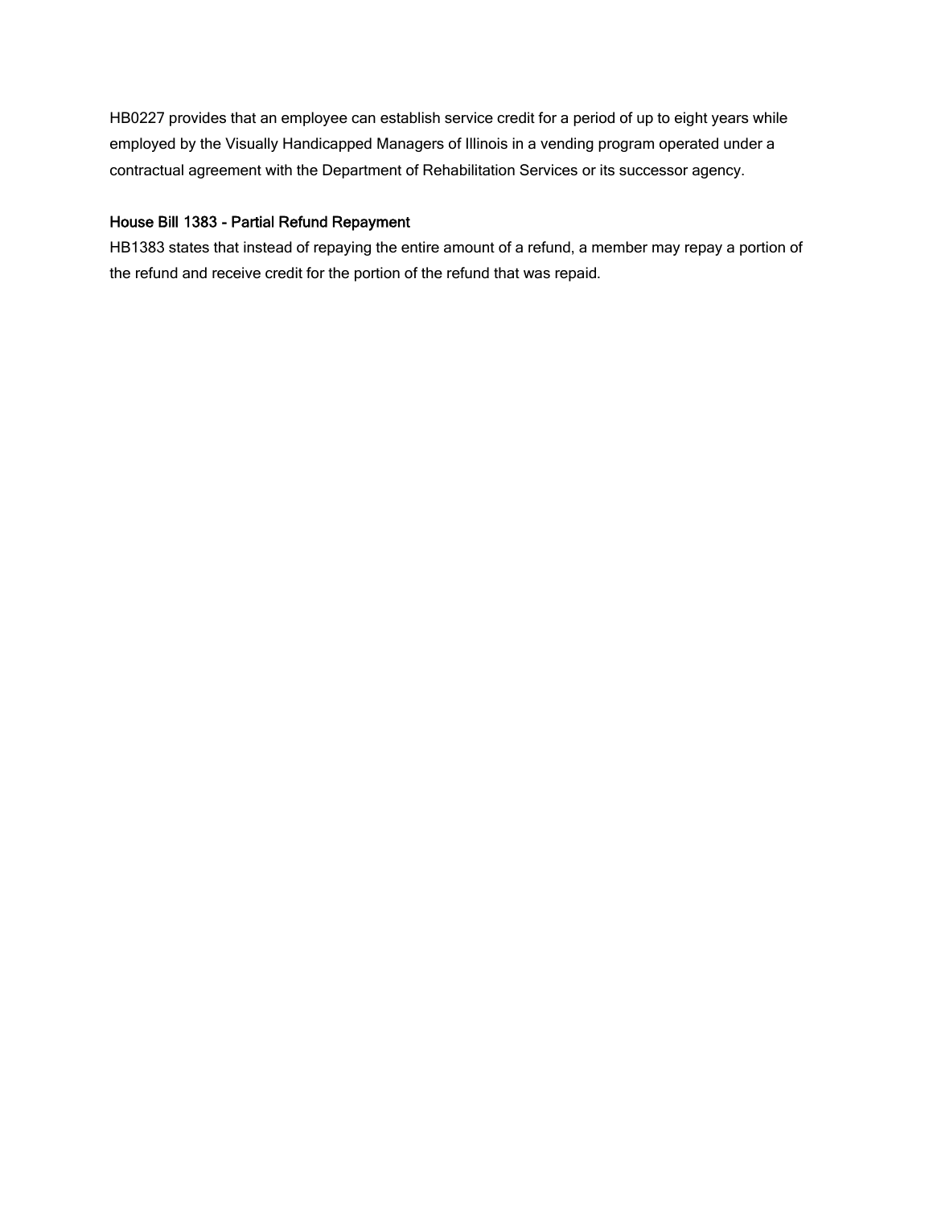HB0227 provides that an employee can establish service credit for a period of up to eight years while employed by the Visually Handicapped Managers of Illinois in a vending program operated under a contractual agreement with the Department of Rehabilitation Services or its successor agency.

### House Bill 1383 - Partial Refund Repayment

HB1383 states that instead of repaying the entire amount of a refund, a member may repay a portion of the refund and receive credit for the portion of the refund that was repaid.